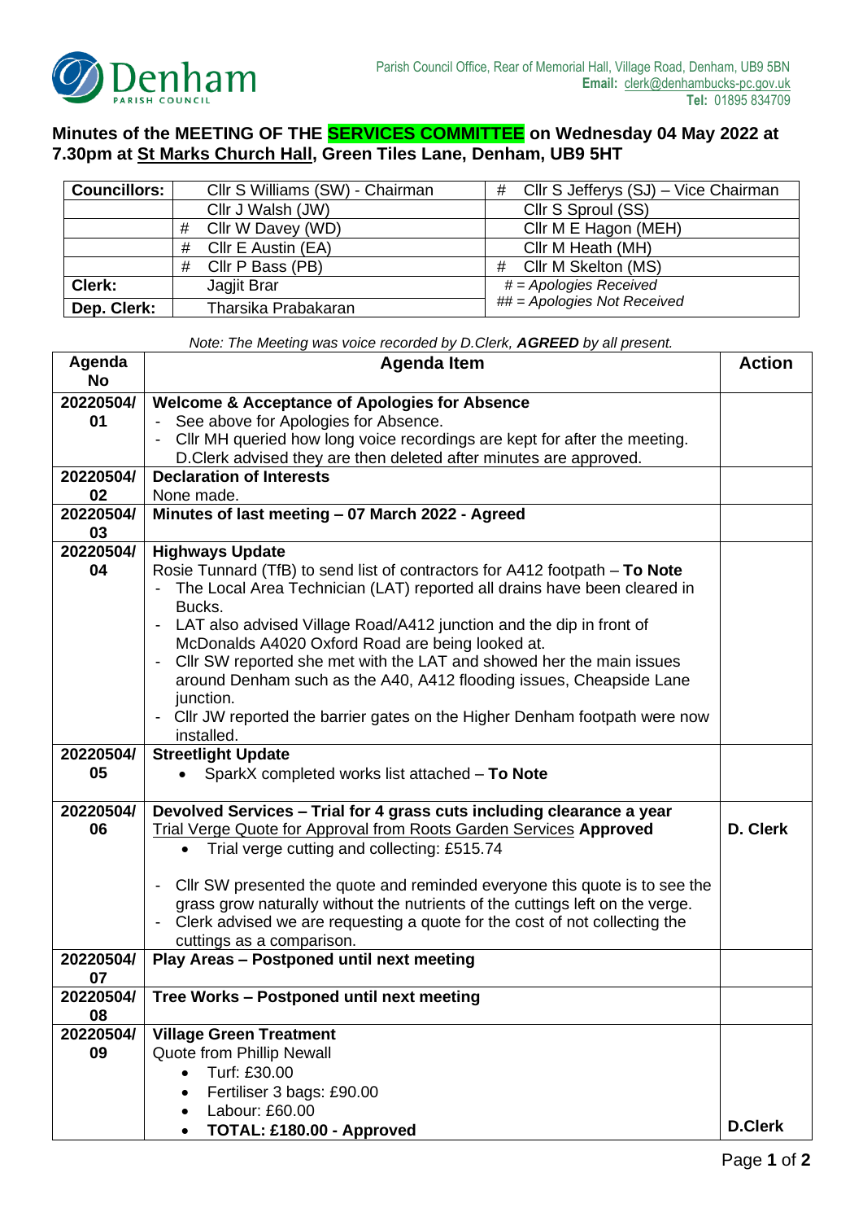Parish Council Office, Rear of Memorial Hall, Village Road, Denham, UB9 5BN
**Email:** clerk@denhambucks-pc.gov.uk
**Tel:** 01895 834709

## Minutes of the MEETING OF THE SERVICES COMMITTEE on Wednesday 04 May 2022 at 7.30pm at St Marks Church Hall, Green Tiles Lane, Denham, UB9 5HT

| **Councillors:** | Cllr S Williams (SW) - Chairman | # Cllr S Jefferys (SJ) – Vice Chairman |
|---|---|---|
| | Cllr J Walsh (JW) | Cllr S Sproul (SS) |
| | # Cllr W Davey (WD) | Cllr M E Hagon (MEH) |
| | # Cllr E Austin (EA) | Cllr M Heath (MH) |
| | # Cllr P Bass (PB) | # Cllr M Skelton (MS) |
| **Clerk:** | Jagjit Brar | *# = Apologies Received* |
| **Dep. Clerk:** | Tharsika Prabakaran | *## = Apologies Not Received* |

*Note: The Meeting was voice recorded by D.Clerk,* ***AGREED*** *by all present.*

| Agenda No | Agenda Item | Action |
|---|---|---|
| 20220504/01 | **Welcome & Acceptance of Apologies for Absence**<br>- See above for Apologies for Absence.<br>- Cllr MH queried how long voice recordings are kept for after the meeting. D.Clerk advised they are then deleted after minutes are approved. | |
| 20220504/02 | **Declaration of Interests**<br>None made. | |
| 20220504/03 | **Minutes of last meeting – 07 March 2022 - Agreed** | |
| 20220504/04 | **Highways Update**<br>Rosie Tunnard (TfB) to send list of contractors for A412 footpath – **To Note**<br>- The Local Area Technician (LAT) reported all drains have been cleared in Bucks.<br>- LAT also advised Village Road/A412 junction and the dip in front of McDonalds A4020 Oxford Road are being looked at.<br>- Cllr SW reported she met with the LAT and showed her the main issues around Denham such as the A40, A412 flooding issues, Cheapside Lane junction.<br>- Cllr JW reported the barrier gates on the Higher Denham footpath were now installed. | |
| 20220504/05 | **Streetlight Update**<br>• SparkX completed works list attached – **To Note** | |
| 20220504/06 | **Devolved Services – Trial for 4 grass cuts including clearance a year**<br>Trial Verge Quote for Approval from Roots Garden Services **Approved**<br>• Trial verge cutting and collecting: £515.74<br><br>- Cllr SW presented the quote and reminded everyone this quote is to see the grass grow naturally without the nutrients of the cuttings left on the verge.<br>- Clerk advised we are requesting a quote for the cost of not collecting the cuttings as a comparison. | **D. Clerk** |
| 20220504/07 | **Play Areas – Postponed until next meeting** | |
| 20220504/08 | **Tree Works – Postponed until next meeting** | |
| 20220504/09 | **Village Green Treatment**<br>Quote from Phillip Newall<br>• Turf: £30.00<br>• Fertiliser 3 bags: £90.00<br>• Labour: £60.00<br>• **TOTAL: £180.00 - Approved** | **D.Clerk** |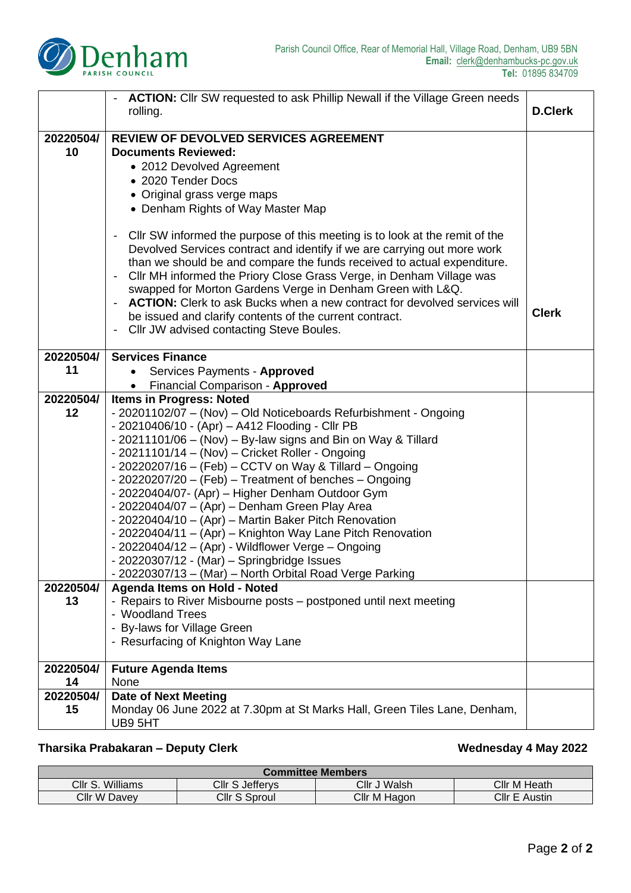| | | |
|---|---|---|
| | - **ACTION:** Cllr SW requested to ask Phillip Newall if the Village Green needs rolling. | **D.Clerk** |
| **20220504/ 10** | **REVIEW OF DEVOLVED SERVICES AGREEMENT**<br>**Documents Reviewed:**<br>• 2012 Devolved Agreement<br>• 2020 Tender Docs<br>• Original grass verge maps<br>• Denham Rights of Way Master Map<br><br>- Cllr SW informed the purpose of this meeting is to look at the remit of the Devolved Services contract and identify if we are carrying out more work than we should be and compare the funds received to actual expenditure.<br>- Cllr MH informed the Priory Close Grass Verge, in Denham Village was swapped for Morton Gardens Verge in Denham Green with L&Q.<br>- **ACTION:** Clerk to ask Bucks when a new contract for devolved services will be issued and clarify contents of the current contract.<br>- Cllr JW advised contacting Steve Boules. | **Clerk** |
| **20220504/ 11** | **Services Finance**<br>• Services Payments - **Approved**<br>• Financial Comparison - **Approved** | |
| **20220504/ 12** | **Items in Progress: Noted**<br>- 20201102/07 – (Nov) – Old Noticeboards Refurbishment - Ongoing<br>- 20210406/10 - (Apr) – A412 Flooding - Cllr PB<br>- 20211101/06 – (Nov) – By-law signs and Bin on Way & Tillard<br>- 20211101/14 – (Nov) – Cricket Roller - Ongoing<br>- 20220207/16 – (Feb) – CCTV on Way & Tillard – Ongoing<br>- 20220207/20 – (Feb) – Treatment of benches – Ongoing<br>- 20220404/07- (Apr) – Higher Denham Outdoor Gym<br>- 20220404/07 – (Apr) – Denham Green Play Area<br>- 20220404/10 – (Apr) – Martin Baker Pitch Renovation<br>- 20220404/11 – (Apr) – Knighton Way Lane Pitch Renovation<br>- 20220404/12 – (Apr) - Wildflower Verge – Ongoing<br>- 20220307/12 - (Mar) – Springbridge Issues<br>- 20220307/13 – (Mar) – North Orbital Road Verge Parking | |
| **20220504/ 13** | **Agenda Items on Hold - Noted**<br>- Repairs to River Misbourne posts – postponed until next meeting<br>- Woodland Trees<br>- By-laws for Village Green<br>- Resurfacing of Knighton Way Lane | |
| **20220504/ 14** | **Future Agenda Items**<br>None | |
| **20220504/ 15** | **Date of Next Meeting**<br>Monday 06 June 2022 at 7.30pm at St Marks Hall, Green Tiles Lane, Denham, UB9 5HT | |

**Tharsika Prabakaran – Deputy Clerk** **Wednesday 4 May 2022**

| **Committee Members** | | | |
|---|---|---|---|
| Cllr S. Williams | Cllr S Jefferys | Cllr J Walsh | Cllr M Heath |
| Cllr W Davey | Cllr S Sproul | Cllr M Hagon | Cllr E Austin |